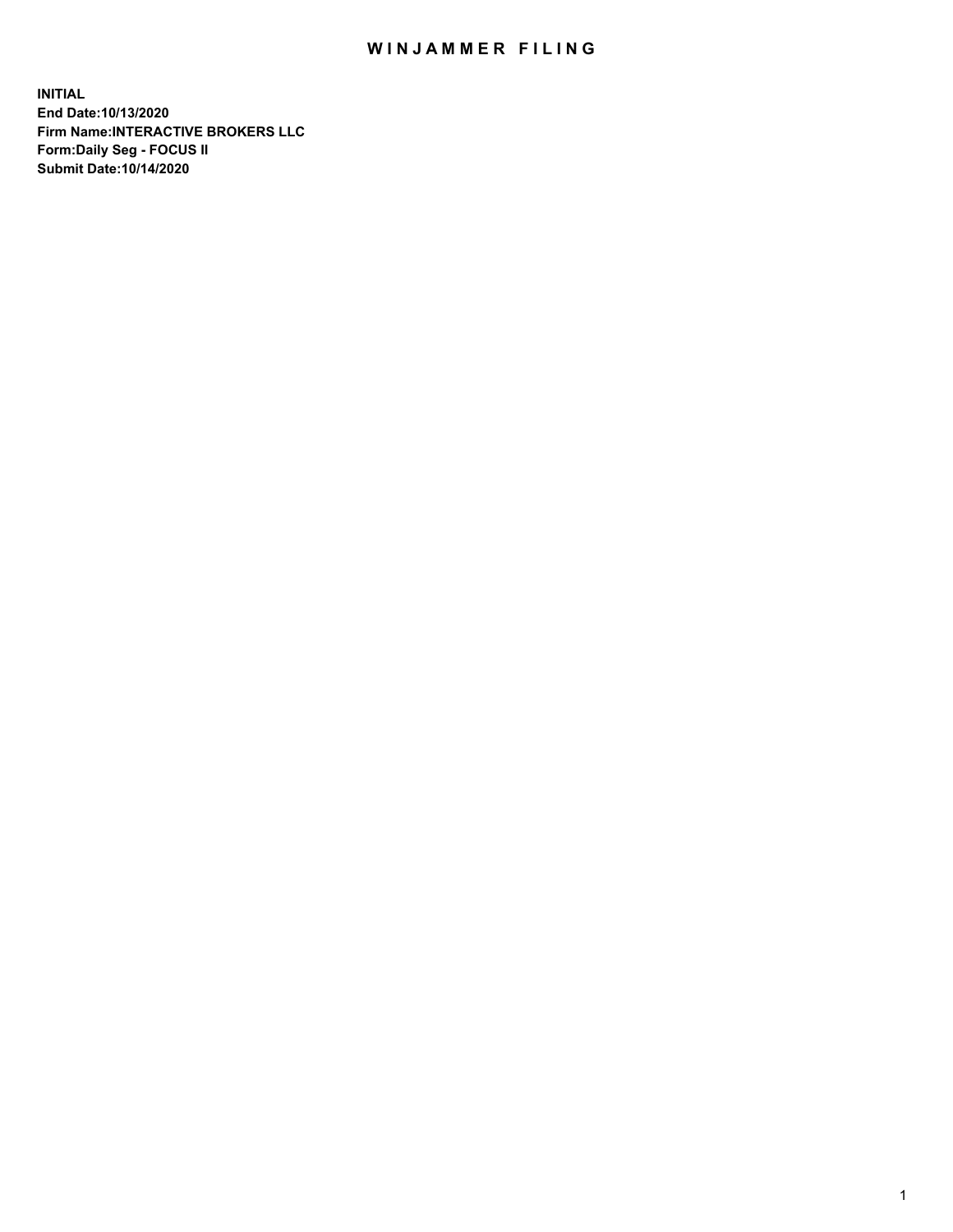# WINJAMMER FILING

**INITIAL**
**End Date:10/13/2020**
**Firm Name:INTERACTIVE BROKERS LLC**
**Form:Daily Seg - FOCUS II**
**Submit Date:10/14/2020**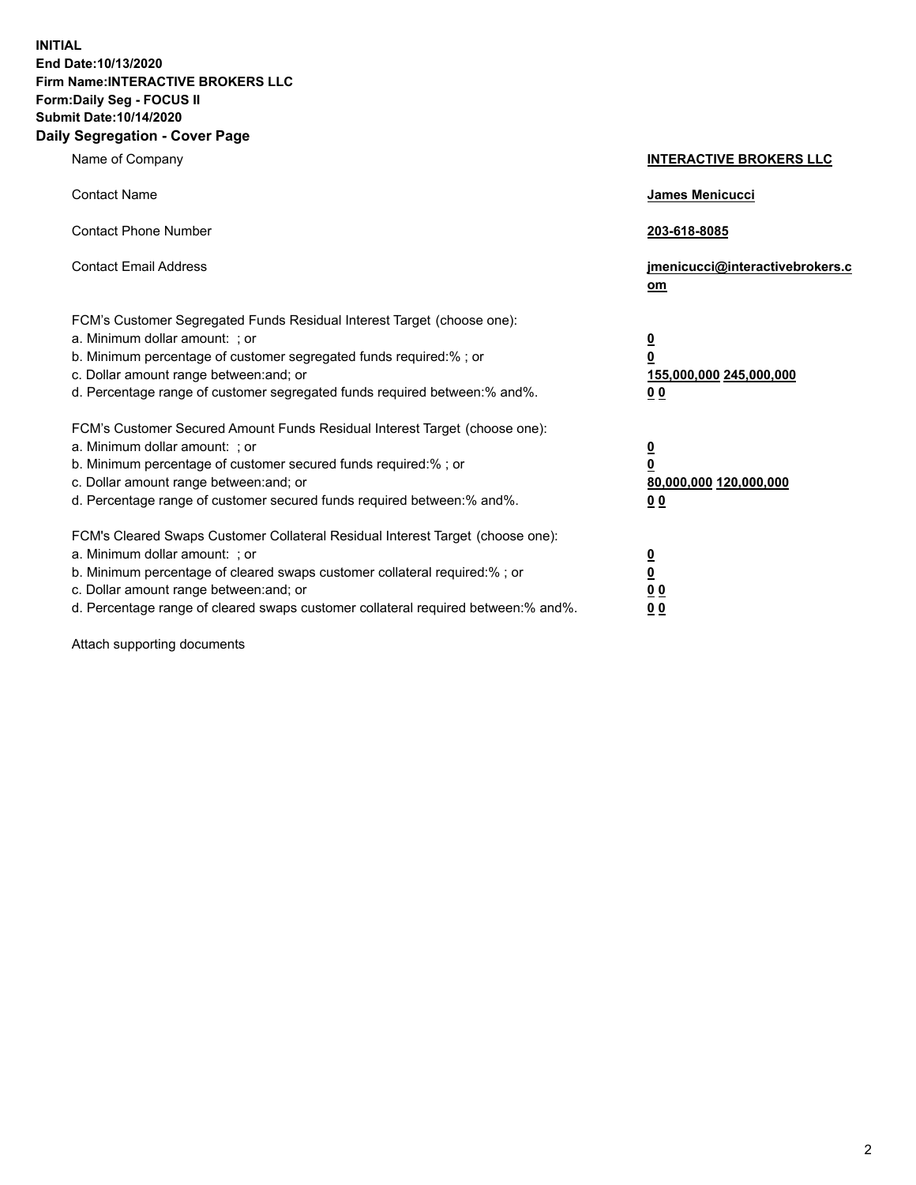**INITIAL**
**End Date:10/13/2020**
**Firm Name:INTERACTIVE BROKERS LLC**
**Form:Daily Seg - FOCUS II**
**Submit Date:10/14/2020**

## Daily Segregation - Cover Page

| | |
|---|---|
| Name of Company | **INTERACTIVE BROKERS LLC** |
| Contact Name | **James Menicucci** |
| Contact Phone Number | **203-618-8085** |
| Contact Email Address | **jmenicucci@interactivebrokers.com** |

FCM's Customer Segregated Funds Residual Interest Target (choose one):

| | |
|---|---|
| a. Minimum dollar amount: ; or | **0** |
| b. Minimum percentage of customer segregated funds required:% ; or | **0** |
| c. Dollar amount range between:and; or | **155,000,000 245,000,000** |
| d. Percentage range of customer segregated funds required between:% and%. | **0 0** |

FCM's Customer Secured Amount Funds Residual Interest Target (choose one):

| | |
|---|---|
| a. Minimum dollar amount: ; or | **0** |
| b. Minimum percentage of customer secured funds required:% ; or | **0** |
| c. Dollar amount range between:and; or | **80,000,000 120,000,000** |
| d. Percentage range of customer secured funds required between:% and%. | **0 0** |

FCM's Cleared Swaps Customer Collateral Residual Interest Target (choose one):

| | |
|---|---|
| a. Minimum dollar amount: ; or | **0** |
| b. Minimum percentage of cleared swaps customer collateral required:% ; or | **0** |
| c. Dollar amount range between:and; or | **0 0** |
| d. Percentage range of cleared swaps customer collateral required between:% and%. | **0 0** |

Attach supporting documents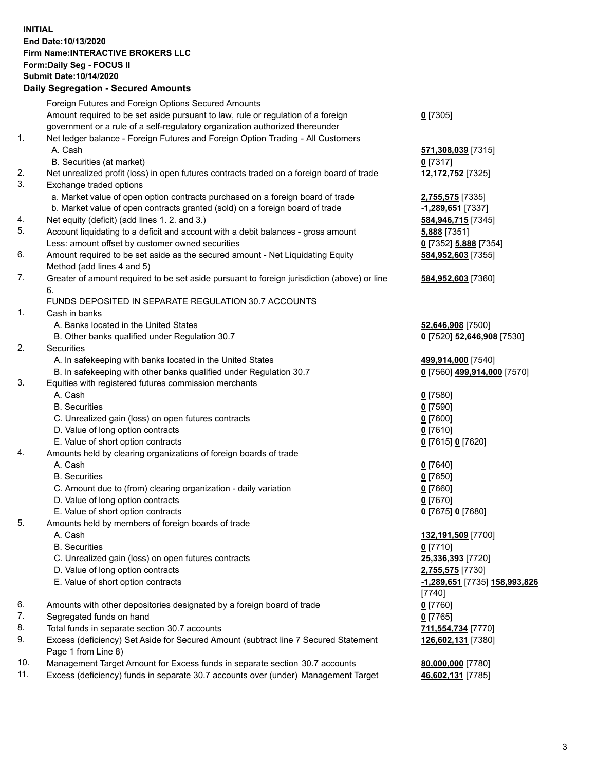**INITIAL**
**End Date:10/13/2020**
**Firm Name:INTERACTIVE BROKERS LLC**
**Form:Daily Seg - FOCUS II**
**Submit Date:10/14/2020**

**Daily Segregation - Secured Amounts**

| | | |
|---|---|---|
| | Foreign Futures and Foreign Options Secured Amounts | |
| | Amount required to be set aside pursuant to law, rule or regulation of a foreign government or a rule of a self-regulatory organization authorized thereunder | **0** [7305] |
| 1. | Net ledger balance - Foreign Futures and Foreign Option Trading - All Customers | |
| | A. Cash | **571,308,039** [7315] |
| | B. Securities (at market) | **0** [7317] |
| 2. | Net unrealized profit (loss) in open futures contracts traded on a foreign board of trade | **12,172,752** [7325] |
| 3. | Exchange traded options | |
| | a. Market value of open option contracts purchased on a foreign board of trade | **2,755,575** [7335] |
| | b. Market value of open contracts granted (sold) on a foreign board of trade | **-1,289,651** [7337] |
| 4. | Net equity (deficit) (add lines 1. 2. and 3.) | **584,946,715** [7345] |
| 5. | Account liquidating to a deficit and account with a debit balances - gross amount | **5,888** [7351] |
| | Less: amount offset by customer owned securities | **0** [7352] **5,888** [7354] |
| 6. | Amount required to be set aside as the secured amount - Net Liquidating Equity Method (add lines 4 and 5) | **584,952,603** [7355] |
| 7. | Greater of amount required to be set aside pursuant to foreign jurisdiction (above) or line 6. | **584,952,603** [7360] |
| | FUNDS DEPOSITED IN SEPARATE REGULATION 30.7 ACCOUNTS | |
| 1. | Cash in banks | |
| | A. Banks located in the United States | **52,646,908** [7500] |
| | B. Other banks qualified under Regulation 30.7 | **0** [7520] **52,646,908** [7530] |
| 2. | Securities | |
| | A. In safekeeping with banks located in the United States | **499,914,000** [7540] |
| | B. In safekeeping with other banks qualified under Regulation 30.7 | **0** [7560] **499,914,000** [7570] |
| 3. | Equities with registered futures commission merchants | |
| | A. Cash | **0** [7580] |
| | B. Securities | **0** [7590] |
| | C. Unrealized gain (loss) on open futures contracts | **0** [7600] |
| | D. Value of long option contracts | **0** [7610] |
| | E. Value of short option contracts | **0** [7615] **0** [7620] |
| 4. | Amounts held by clearing organizations of foreign boards of trade | |
| | A. Cash | **0** [7640] |
| | B. Securities | **0** [7650] |
| | C. Amount due to (from) clearing organization - daily variation | **0** [7660] |
| | D. Value of long option contracts | **0** [7670] |
| | E. Value of short option contracts | **0** [7675] **0** [7680] |
| 5. | Amounts held by members of foreign boards of trade | |
| | A. Cash | **132,191,509** [7700] |
| | B. Securities | **0** [7710] |
| | C. Unrealized gain (loss) on open futures contracts | **25,336,393** [7720] |
| | D. Value of long option contracts | **2,755,575** [7730] |
| | E. Value of short option contracts | **-1,289,651** [7735] **158,993,826** [7740] |
| 6. | Amounts with other depositories designated by a foreign board of trade | **0** [7760] |
| 7. | Segregated funds on hand | **0** [7765] |
| 8. | Total funds in separate section 30.7 accounts | **711,554,734** [7770] |
| 9. | Excess (deficiency) Set Aside for Secured Amount (subtract line 7 Secured Statement Page 1 from Line 8) | **126,602,131** [7380] |
| 10. | Management Target Amount for Excess funds in separate section 30.7 accounts | **80,000,000** [7780] |
| 11. | Excess (deficiency) funds in separate 30.7 accounts over (under) Management Target | **46,602,131** [7785] |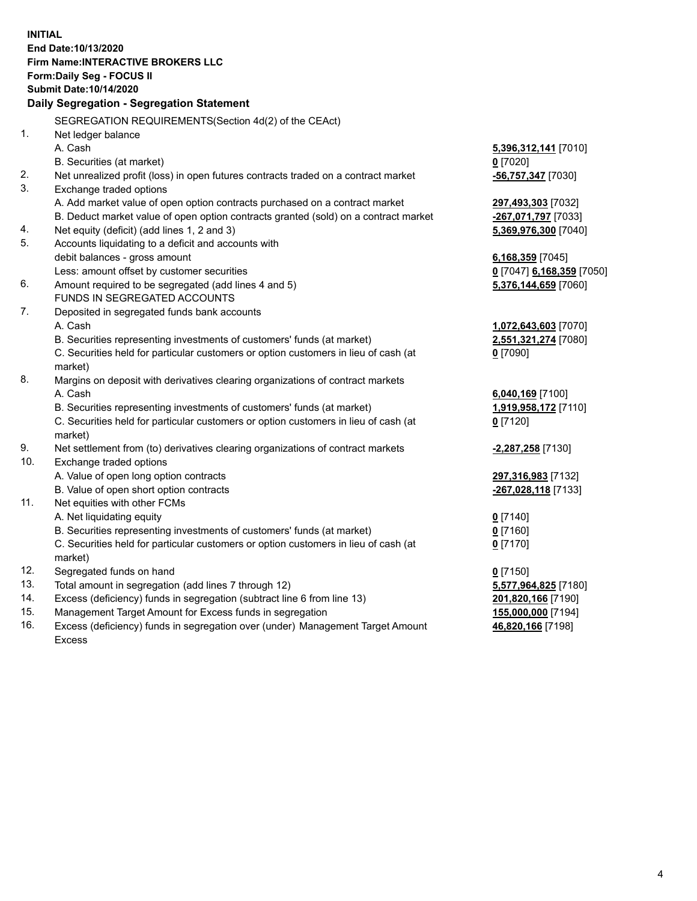**INITIAL**
**End Date:10/13/2020**
**Firm Name:INTERACTIVE BROKERS LLC**
**Form:Daily Seg - FOCUS II**
**Submit Date:10/14/2020**
**Daily Segregation - Segregation Statement**

SEGREGATION REQUIREMENTS(Section 4d(2) of the CEAct)

| | | |
|---|---|---|
| 1. | Net ledger balance | |
| | A. Cash | **5,396,312,141** [7010] |
| | B. Securities (at market) | **0** [7020] |
| 2. | Net unrealized profit (loss) in open futures contracts traded on a contract market | **-56,757,347** [7030] |
| 3. | Exchange traded options | |
| | A. Add market value of open option contracts purchased on a contract market | **297,493,303** [7032] |
| | B. Deduct market value of open option contracts granted (sold) on a contract market | **-267,071,797** [7033] |
| 4. | Net equity (deficit) (add lines 1, 2 and 3) | **5,369,976,300** [7040] |
| 5. | Accounts liquidating to a deficit and accounts with | |
| | debit balances - gross amount | **6,168,359** [7045] |
| | Less: amount offset by customer securities | **0** [7047] **6,168,359** [7050] |
| 6. | Amount required to be segregated (add lines 4 and 5) | **5,376,144,659** [7060] |
| | FUNDS IN SEGREGATED ACCOUNTS | |
| 7. | Deposited in segregated funds bank accounts | |
| | A. Cash | **1,072,643,603** [7070] |
| | B. Securities representing investments of customers' funds (at market) | **2,551,321,274** [7080] |
| | C. Securities held for particular customers or option customers in lieu of cash (at market) | **0** [7090] |
| 8. | Margins on deposit with derivatives clearing organizations of contract markets | |
| | A. Cash | **6,040,169** [7100] |
| | B. Securities representing investments of customers' funds (at market) | **1,919,958,172** [7110] |
| | C. Securities held for particular customers or option customers in lieu of cash (at market) | **0** [7120] |
| 9. | Net settlement from (to) derivatives clearing organizations of contract markets | **-2,287,258** [7130] |
| 10. | Exchange traded options | |
| | A. Value of open long option contracts | **297,316,983** [7132] |
| | B. Value of open short option contracts | **-267,028,118** [7133] |
| 11. | Net equities with other FCMs | |
| | A. Net liquidating equity | **0** [7140] |
| | B. Securities representing investments of customers' funds (at market) | **0** [7160] |
| | C. Securities held for particular customers or option customers in lieu of cash (at market) | **0** [7170] |
| 12. | Segregated funds on hand | **0** [7150] |
| 13. | Total amount in segregation (add lines 7 through 12) | **5,577,964,825** [7180] |
| 14. | Excess (deficiency) funds in segregation (subtract line 6 from line 13) | **201,820,166** [7190] |
| 15. | Management Target Amount for Excess funds in segregation | **155,000,000** [7194] |
| 16. | Excess (deficiency) funds in segregation over (under) Management Target Amount Excess | **46,820,166** [7198] |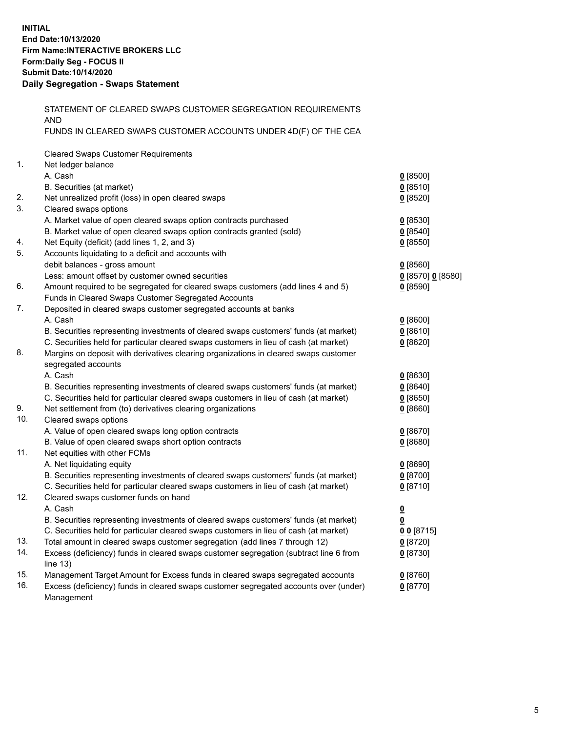**INITIAL**
**End Date:10/13/2020**
**Firm Name:INTERACTIVE BROKERS LLC**
**Form:Daily Seg - FOCUS II**
**Submit Date:10/14/2020**
**Daily Segregation - Swaps Statement**

STATEMENT OF CLEARED SWAPS CUSTOMER SEGREGATION REQUIREMENTS AND FUNDS IN CLEARED SWAPS CUSTOMER ACCOUNTS UNDER 4D(F) OF THE CEA

| | | |
|---|---|---|
| | Cleared Swaps Customer Requirements | |
| 1. | Net ledger balance | |
| | A. Cash | 0 [8500] |
| | B. Securities (at market) | 0 [8510] |
| 2. | Net unrealized profit (loss) in open cleared swaps | 0 [8520] |
| 3. | Cleared swaps options | |
| | A. Market value of open cleared swaps option contracts purchased | 0 [8530] |
| | B. Market value of open cleared swaps option contracts granted (sold) | 0 [8540] |
| 4. | Net Equity (deficit) (add lines 1, 2, and 3) | 0 [8550] |
| 5. | Accounts liquidating to a deficit and accounts with debit balances - gross amount | 0 [8560] |
| | Less: amount offset by customer owned securities | 0 [8570] 0 [8580] |
| 6. | Amount required to be segregated for cleared swaps customers (add lines 4 and 5) | 0 [8590] |
| | Funds in Cleared Swaps Customer Segregated Accounts | |
| 7. | Deposited in cleared swaps customer segregated accounts at banks | |
| | A. Cash | 0 [8600] |
| | B. Securities representing investments of cleared swaps customers' funds (at market) | 0 [8610] |
| | C. Securities held for particular cleared swaps customers in lieu of cash (at market) | 0 [8620] |
| 8. | Margins on deposit with derivatives clearing organizations in cleared swaps customer segregated accounts | |
| | A. Cash | 0 [8630] |
| | B. Securities representing investments of cleared swaps customers' funds (at market) | 0 [8640] |
| | C. Securities held for particular cleared swaps customers in lieu of cash (at market) | 0 [8650] |
| 9. | Net settlement from (to) derivatives clearing organizations | 0 [8660] |
| 10. | Cleared swaps options | |
| | A. Value of open cleared swaps long option contracts | 0 [8670] |
| | B. Value of open cleared swaps short option contracts | 0 [8680] |
| 11. | Net equities with other FCMs | |
| | A. Net liquidating equity | 0 [8690] |
| | B. Securities representing investments of cleared swaps customers' funds (at market) | 0 [8700] |
| | C. Securities held for particular cleared swaps customers in lieu of cash (at market) | 0 [8710] |
| 12. | Cleared swaps customer funds on hand | |
| | A. Cash | 0 |
| | B. Securities representing investments of cleared swaps customers' funds (at market) | 0 |
| | C. Securities held for particular cleared swaps customers in lieu of cash (at market) | 0 0 [8715] |
| 13. | Total amount in cleared swaps customer segregation (add lines 7 through 12) | 0 [8720] |
| 14. | Excess (deficiency) funds in cleared swaps customer segregation (subtract line 6 from line 13) | 0 [8730] |
| 15. | Management Target Amount for Excess funds in cleared swaps segregated accounts | 0 [8760] |
| 16. | Excess (deficiency) funds in cleared swaps customer segregated accounts over (under) Management | 0 [8770] |